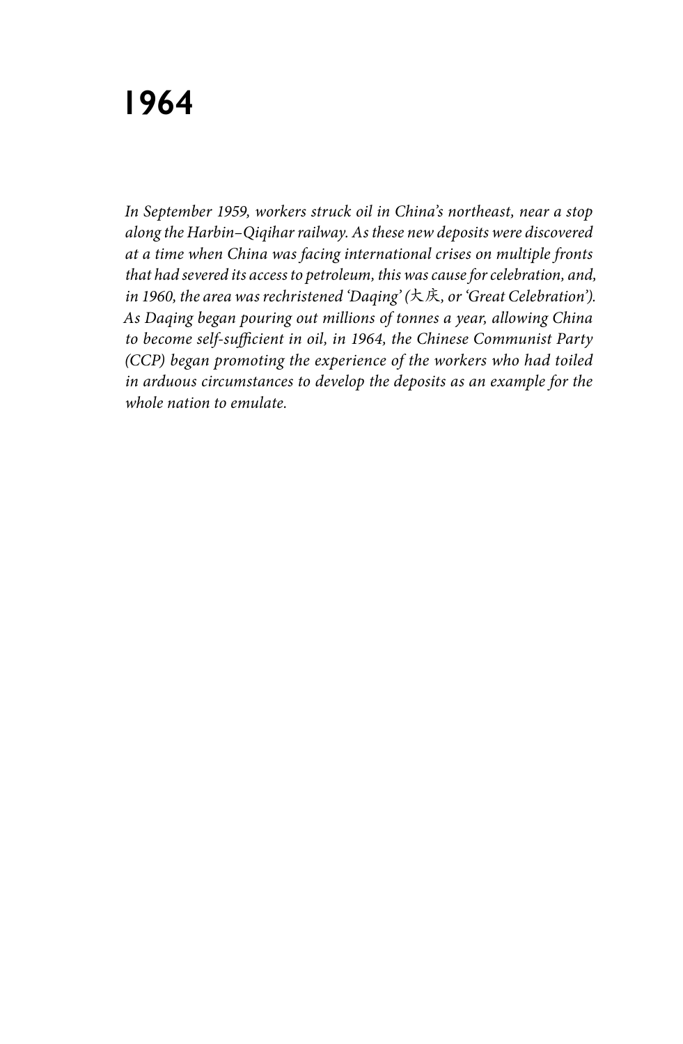# 1964

*In September 1959, workers struck oil in China's northeast, near a stop along the Harbin–Qiqihar railway. As these new deposits were discovered at a time when China was facing international crises on multiple fronts that had severed its access to petroleum, this was cause for celebration, and, in 1960, the area was rechristened 'Daqing' (大庆, or 'Great Celebration'). As Daqing began pouring out millions of tonnes a year, allowing China to become self-sufficient in oil, in 1964, the Chinese Communist Party (CCP) began promoting the experience of the workers who had toiled in arduous circumstances to develop the deposits as an example for the whole nation to emulate.*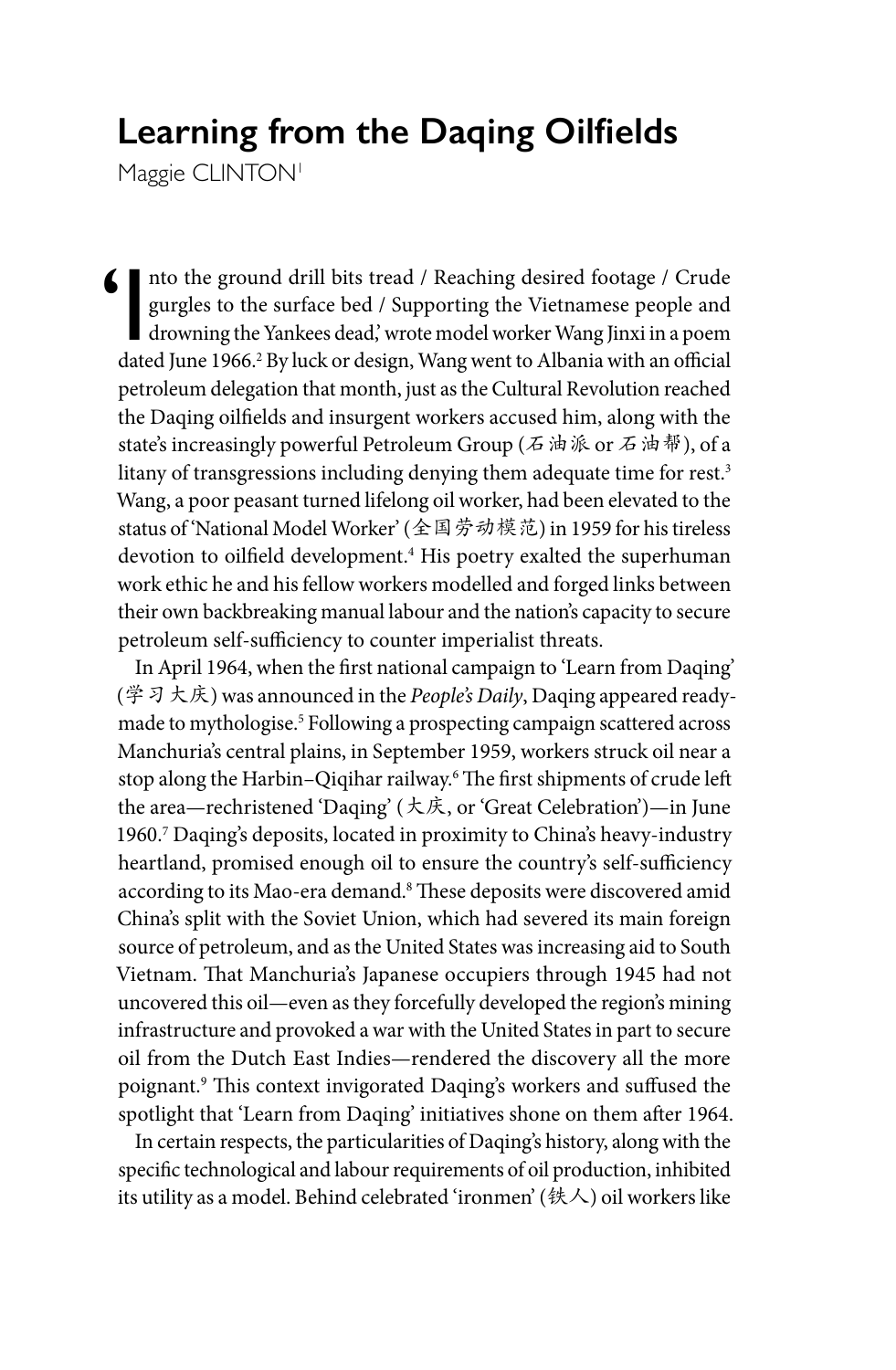# Learning from the Daqing Oilfields

Maggie CLINTON[1]

'Into the ground drill bits tread / Reaching desired footage / Crude gurgles to the surface bed / Supporting the Vietnamese people and drowning the Yankees dead,' wrote model worker Wang Jinxi in a poem dated June 1966.[2] By luck or design, Wang went to Albania with an official petroleum delegation that month, just as the Cultural Revolution reached the Daqing oilfields and insurgent workers accused him, along with the state's increasingly powerful Petroleum Group (石油派 or 石油帮), of a litany of transgressions including denying them adequate time for rest.[3] Wang, a poor peasant turned lifelong oil worker, had been elevated to the status of 'National Model Worker' (全国劳动模范) in 1959 for his tireless devotion to oilfield development.[4] His poetry exalted the superhuman work ethic he and his fellow workers modelled and forged links between their own backbreaking manual labour and the nation's capacity to secure petroleum self-sufficiency to counter imperialist threats.

In April 1964, when the first national campaign to 'Learn from Daqing' (学习大庆) was announced in the *People's Daily*, Daqing appeared ready-made to mythologise.[5] Following a prospecting campaign scattered across Manchuria's central plains, in September 1959, workers struck oil near a stop along the Harbin–Qiqihar railway.[6] The first shipments of crude left the area—rechristened 'Daqing' (大庆, or 'Great Celebration')—in June 1960.[7] Daqing's deposits, located in proximity to China's heavy-industry heartland, promised enough oil to ensure the country's self-sufficiency according to its Mao-era demand.[8] These deposits were discovered amid China's split with the Soviet Union, which had severed its main foreign source of petroleum, and as the United States was increasing aid to South Vietnam. That Manchuria's Japanese occupiers through 1945 had not uncovered this oil—even as they forcefully developed the region's mining infrastructure and provoked a war with the United States in part to secure oil from the Dutch East Indies—rendered the discovery all the more poignant.[9] This context invigorated Daqing's workers and suffused the spotlight that 'Learn from Daqing' initiatives shone on them after 1964.

In certain respects, the particularities of Daqing's history, along with the specific technological and labour requirements of oil production, inhibited its utility as a model. Behind celebrated 'ironmen' (铁人) oil workers like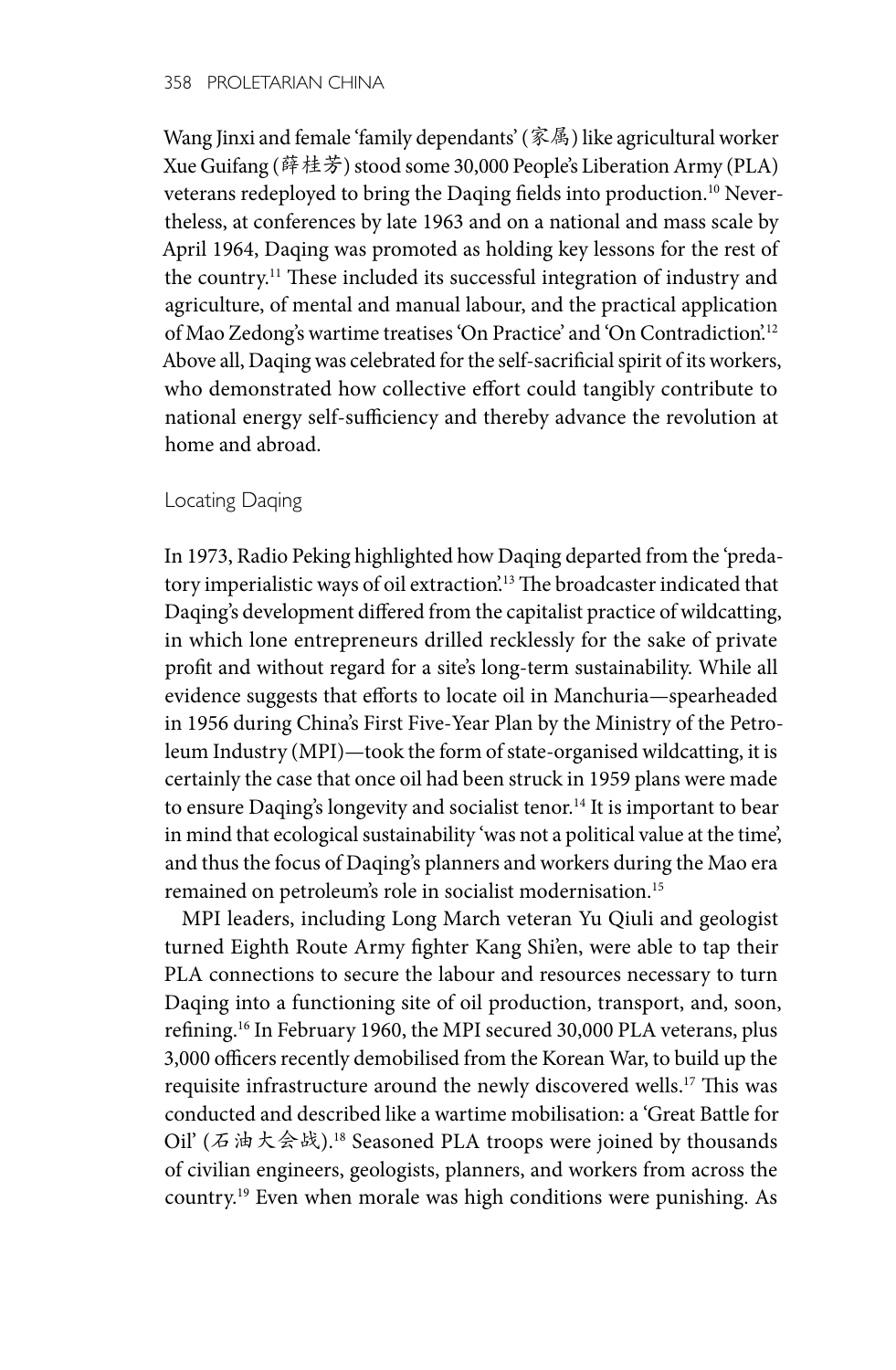Wang Jinxi and female 'family dependants' (家属) like agricultural worker Xue Guifang (薛桂芳) stood some 30,000 People's Liberation Army (PLA) veterans redeployed to bring the Daqing fields into production.[10] Nevertheless, at conferences by late 1963 and on a national and mass scale by April 1964, Daqing was promoted as holding key lessons for the rest of the country.[11] These included its successful integration of industry and agriculture, of mental and manual labour, and the practical application of Mao Zedong's wartime treatises 'On Practice' and 'On Contradiction'.[12] Above all, Daqing was celebrated for the self-sacrificial spirit of its workers, who demonstrated how collective effort could tangibly contribute to national energy self-sufficiency and thereby advance the revolution at home and abroad.

## Locating Daqing

In 1973, Radio Peking highlighted how Daqing departed from the 'predatory imperialistic ways of oil extraction'.[13] The broadcaster indicated that Daqing's development differed from the capitalist practice of wildcatting, in which lone entrepreneurs drilled recklessly for the sake of private profit and without regard for a site's long-term sustainability. While all evidence suggests that efforts to locate oil in Manchuria—spearheaded in 1956 during China's First Five-Year Plan by the Ministry of the Petroleum Industry (MPI)—took the form of state-organised wildcatting, it is certainly the case that once oil had been struck in 1959 plans were made to ensure Daqing's longevity and socialist tenor.[14] It is important to bear in mind that ecological sustainability 'was not a political value at the time', and thus the focus of Daqing's planners and workers during the Mao era remained on petroleum's role in socialist modernisation.[15]

MPI leaders, including Long March veteran Yu Qiuli and geologist turned Eighth Route Army fighter Kang Shi'en, were able to tap their PLA connections to secure the labour and resources necessary to turn Daqing into a functioning site of oil production, transport, and, soon, refining.[16] In February 1960, the MPI secured 30,000 PLA veterans, plus 3,000 officers recently demobilised from the Korean War, to build up the requisite infrastructure around the newly discovered wells.[17] This was conducted and described like a wartime mobilisation: a 'Great Battle for Oil' (石油大会战).[18] Seasoned PLA troops were joined by thousands of civilian engineers, geologists, planners, and workers from across the country.[19] Even when morale was high conditions were punishing. As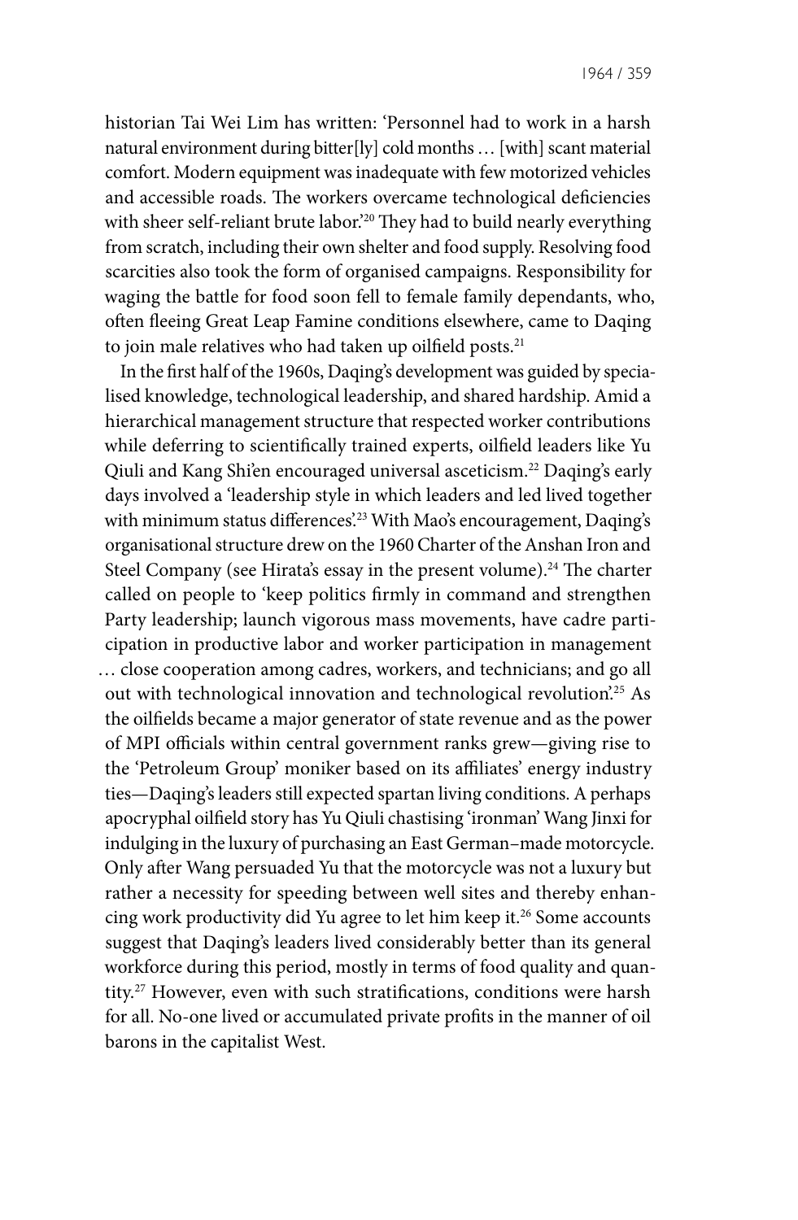historian Tai Wei Lim has written: 'Personnel had to work in a harsh natural environment during bitter[ly] cold months … [with] scant material comfort. Modern equipment was inadequate with few motorized vehicles and accessible roads. The workers overcame technological deficiencies with sheer self-reliant brute labor.'[20] They had to build nearly everything from scratch, including their own shelter and food supply. Resolving food scarcities also took the form of organised campaigns. Responsibility for waging the battle for food soon fell to female family dependants, who, often fleeing Great Leap Famine conditions elsewhere, came to Daqing to join male relatives who had taken up oilfield posts.[21]

In the first half of the 1960s, Daqing's development was guided by specialised knowledge, technological leadership, and shared hardship. Amid a hierarchical management structure that respected worker contributions while deferring to scientifically trained experts, oilfield leaders like Yu Qiuli and Kang Shi'en encouraged universal asceticism.[22] Daqing's early days involved a 'leadership style in which leaders and led lived together with minimum status differences'.[23] With Mao's encouragement, Daqing's organisational structure drew on the 1960 Charter of the Anshan Iron and Steel Company (see Hirata's essay in the present volume).[24] The charter called on people to 'keep politics firmly in command and strengthen Party leadership; launch vigorous mass movements, have cadre participation in productive labor and worker participation in management … close cooperation among cadres, workers, and technicians; and go all out with technological innovation and technological revolution'.[25] As the oilfields became a major generator of state revenue and as the power of MPI officials within central government ranks grew—giving rise to the 'Petroleum Group' moniker based on its affiliates' energy industry ties—Daqing's leaders still expected spartan living conditions. A perhaps apocryphal oilfield story has Yu Qiuli chastising 'ironman' Wang Jinxi for indulging in the luxury of purchasing an East German–made motorcycle. Only after Wang persuaded Yu that the motorcycle was not a luxury but rather a necessity for speeding between well sites and thereby enhancing work productivity did Yu agree to let him keep it.[26] Some accounts suggest that Daqing's leaders lived considerably better than its general workforce during this period, mostly in terms of food quality and quantity.[27] However, even with such stratifications, conditions were harsh for all. No-one lived or accumulated private profits in the manner of oil barons in the capitalist West.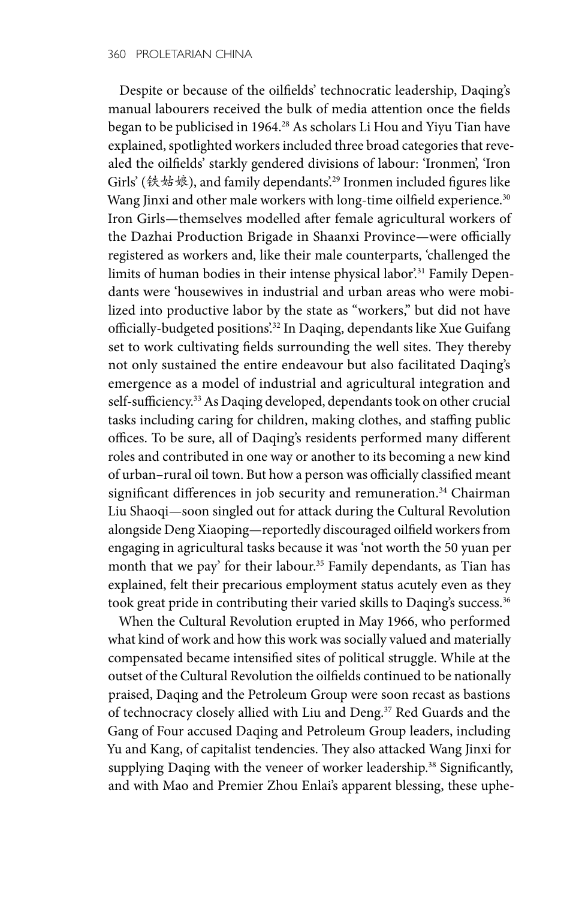Despite or because of the oilfields' technocratic leadership, Daqing's manual labourers received the bulk of media attention once the fields began to be publicised in 1964.[28] As scholars Li Hou and Yiyu Tian have explained, spotlighted workers included three broad categories that revealed the oilfields' starkly gendered divisions of labour: 'Ironmen', 'Iron Girls' (铁姑娘), and family dependants'.[29] Ironmen included figures like Wang Jinxi and other male workers with long-time oilfield experience.[30] Iron Girls—themselves modelled after female agricultural workers of the Dazhai Production Brigade in Shaanxi Province—were officially registered as workers and, like their male counterparts, 'challenged the limits of human bodies in their intense physical labor'.[31] Family Dependants were 'housewives in industrial and urban areas who were mobilized into productive labor by the state as "workers," but did not have officially-budgeted positions'.[32] In Daqing, dependants like Xue Guifang set to work cultivating fields surrounding the well sites. They thereby not only sustained the entire endeavour but also facilitated Daqing's emergence as a model of industrial and agricultural integration and self-sufficiency.[33] As Daqing developed, dependants took on other crucial tasks including caring for children, making clothes, and staffing public offices. To be sure, all of Daqing's residents performed many different roles and contributed in one way or another to its becoming a new kind of urban–rural oil town. But how a person was officially classified meant significant differences in job security and remuneration.[34] Chairman Liu Shaoqi—soon singled out for attack during the Cultural Revolution alongside Deng Xiaoping—reportedly discouraged oilfield workers from engaging in agricultural tasks because it was 'not worth the 50 yuan per month that we pay' for their labour.[35] Family dependants, as Tian has explained, felt their precarious employment status acutely even as they took great pride in contributing their varied skills to Daqing's success.[36]

When the Cultural Revolution erupted in May 1966, who performed what kind of work and how this work was socially valued and materially compensated became intensified sites of political struggle. While at the outset of the Cultural Revolution the oilfields continued to be nationally praised, Daqing and the Petroleum Group were soon recast as bastions of technocracy closely allied with Liu and Deng.[37] Red Guards and the Gang of Four accused Daqing and Petroleum Group leaders, including Yu and Kang, of capitalist tendencies. They also attacked Wang Jinxi for supplying Daqing with the veneer of worker leadership.[38] Significantly, and with Mao and Premier Zhou Enlai's apparent blessing, these uphe-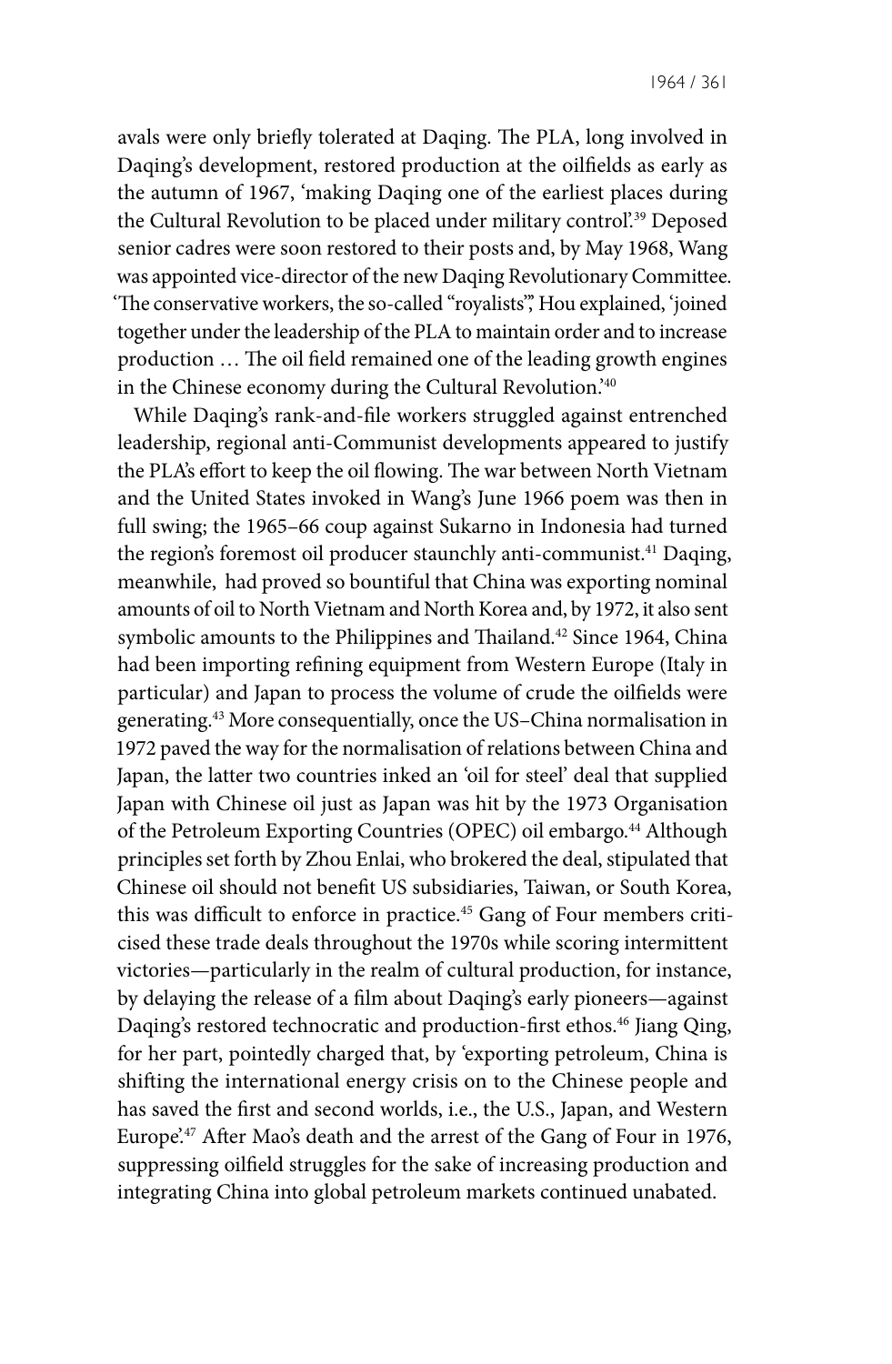avals were only briefly tolerated at Daqing. The PLA, long involved in Daqing's development, restored production at the oilfields as early as the autumn of 1967, 'making Daqing one of the earliest places during the Cultural Revolution to be placed under military control'.[39] Deposed senior cadres were soon restored to their posts and, by May 1968, Wang was appointed vice-director of the new Daqing Revolutionary Committee. 'The conservative workers, the so-called "royalists"', Hou explained, 'joined together under the leadership of the PLA to maintain order and to increase production … The oil field remained one of the leading growth engines in the Chinese economy during the Cultural Revolution.'[40]

While Daqing's rank-and-file workers struggled against entrenched leadership, regional anti-Communist developments appeared to justify the PLA's effort to keep the oil flowing. The war between North Vietnam and the United States invoked in Wang's June 1966 poem was then in full swing; the 1965–66 coup against Sukarno in Indonesia had turned the region's foremost oil producer staunchly anti-communist.[41] Daqing, meanwhile, had proved so bountiful that China was exporting nominal amounts of oil to North Vietnam and North Korea and, by 1972, it also sent symbolic amounts to the Philippines and Thailand.[42] Since 1964, China had been importing refining equipment from Western Europe (Italy in particular) and Japan to process the volume of crude the oilfields were generating.[43] More consequentially, once the US–China normalisation in 1972 paved the way for the normalisation of relations between China and Japan, the latter two countries inked an 'oil for steel' deal that supplied Japan with Chinese oil just as Japan was hit by the 1973 Organisation of the Petroleum Exporting Countries (OPEC) oil embargo.[44] Although principles set forth by Zhou Enlai, who brokered the deal, stipulated that Chinese oil should not benefit US subsidiaries, Taiwan, or South Korea, this was difficult to enforce in practice.[45] Gang of Four members criticised these trade deals throughout the 1970s while scoring intermittent victories—particularly in the realm of cultural production, for instance, by delaying the release of a film about Daqing's early pioneers—against Daqing's restored technocratic and production-first ethos.[46] Jiang Qing, for her part, pointedly charged that, by 'exporting petroleum, China is shifting the international energy crisis on to the Chinese people and has saved the first and second worlds, i.e., the U.S., Japan, and Western Europe'.[47] After Mao's death and the arrest of the Gang of Four in 1976, suppressing oilfield struggles for the sake of increasing production and integrating China into global petroleum markets continued unabated.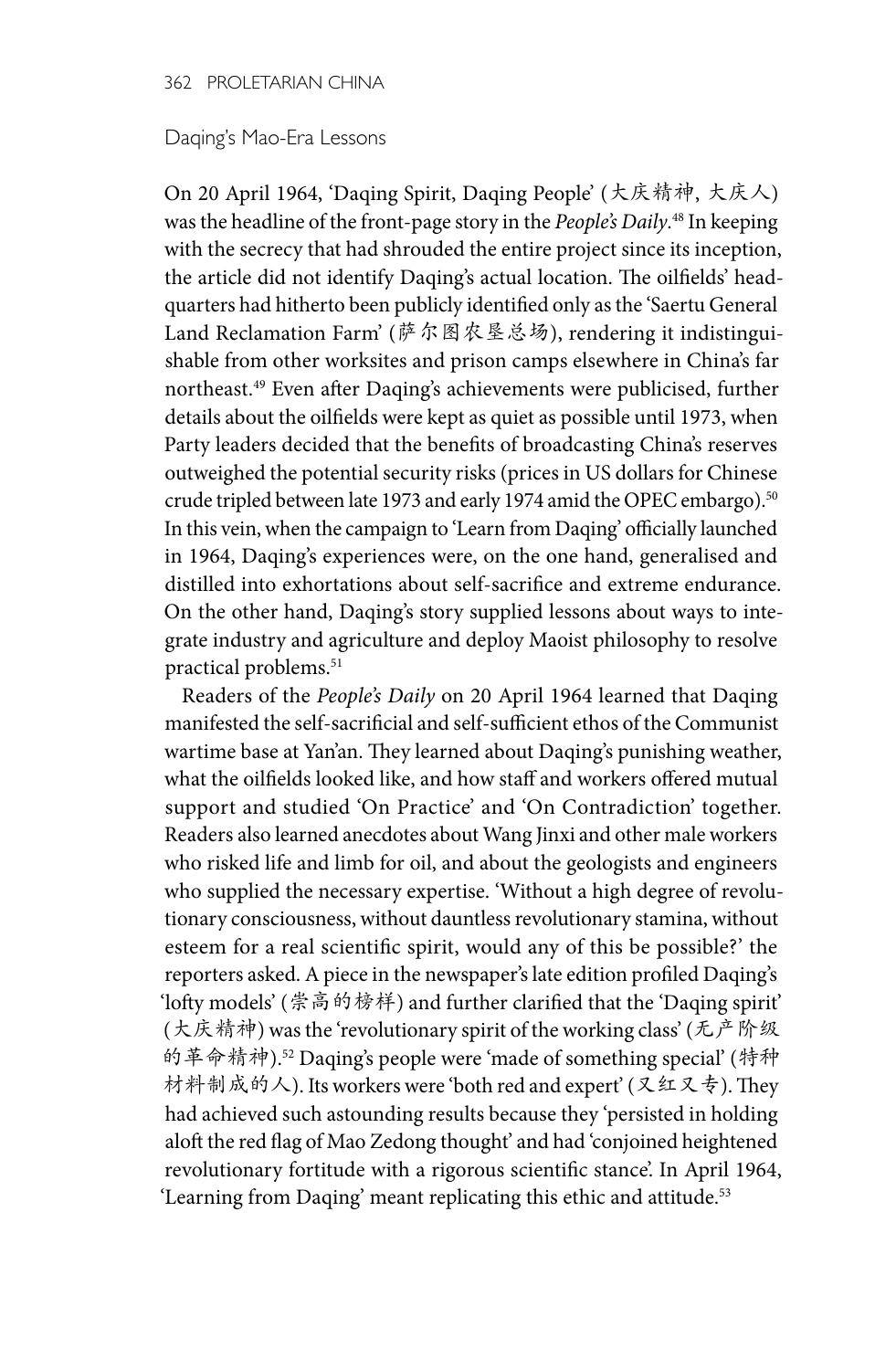## Daqing's Mao-Era Lessons

On 20 April 1964, 'Daqing Spirit, Daqing People' (大庆精神, 大庆人) was the headline of the front-page story in the *People's Daily*.[48] In keeping with the secrecy that had shrouded the entire project since its inception, the article did not identify Daqing's actual location. The oilfields' headquarters had hitherto been publicly identified only as the 'Saertu General Land Reclamation Farm' (萨尔图农垦总场), rendering it indistinguishable from other worksites and prison camps elsewhere in China's far northeast.[49] Even after Daqing's achievements were publicised, further details about the oilfields were kept as quiet as possible until 1973, when Party leaders decided that the benefits of broadcasting China's reserves outweighed the potential security risks (prices in US dollars for Chinese crude tripled between late 1973 and early 1974 amid the OPEC embargo).[50] In this vein, when the campaign to 'Learn from Daqing' officially launched in 1964, Daqing's experiences were, on the one hand, generalised and distilled into exhortations about self-sacrifice and extreme endurance. On the other hand, Daqing's story supplied lessons about ways to integrate industry and agriculture and deploy Maoist philosophy to resolve practical problems.[51]

Readers of the *People's Daily* on 20 April 1964 learned that Daqing manifested the self-sacrificial and self-sufficient ethos of the Communist wartime base at Yan'an. They learned about Daqing's punishing weather, what the oilfields looked like, and how staff and workers offered mutual support and studied 'On Practice' and 'On Contradiction' together. Readers also learned anecdotes about Wang Jinxi and other male workers who risked life and limb for oil, and about the geologists and engineers who supplied the necessary expertise. 'Without a high degree of revolutionary consciousness, without dauntless revolutionary stamina, without esteem for a real scientific spirit, would any of this be possible?' the reporters asked. A piece in the newspaper's late edition profiled Daqing's 'lofty models' (崇高的榜样) and further clarified that the 'Daqing spirit' (大庆精神) was the 'revolutionary spirit of the working class' (无产阶级的革命精神).[52] Daqing's people were 'made of something special' (特种材料制成的人). Its workers were 'both red and expert' (又红又专). They had achieved such astounding results because they 'persisted in holding aloft the red flag of Mao Zedong thought' and had 'conjoined heightened revolutionary fortitude with a rigorous scientific stance'. In April 1964, 'Learning from Daqing' meant replicating this ethic and attitude.[53]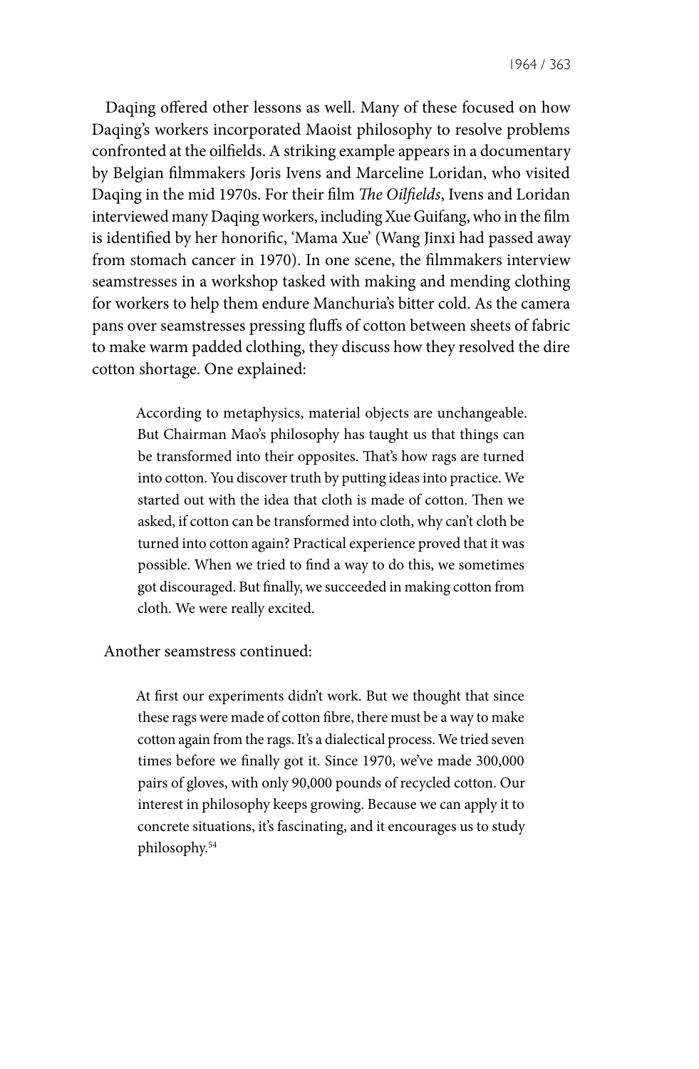Daqing offered other lessons as well. Many of these focused on how Daqing's workers incorporated Maoist philosophy to resolve problems confronted at the oilfields. A striking example appears in a documentary by Belgian filmmakers Joris Ivens and Marceline Loridan, who visited Daqing in the mid 1970s. For their film *The Oilfields*, Ivens and Loridan interviewed many Daqing workers, including Xue Guifang, who in the film is identified by her honorific, 'Mama Xue' (Wang Jinxi had passed away from stomach cancer in 1970). In one scene, the filmmakers interview seamstresses in a workshop tasked with making and mending clothing for workers to help them endure Manchuria's bitter cold. As the camera pans over seamstresses pressing fluffs of cotton between sheets of fabric to make warm padded clothing, they discuss how they resolved the dire cotton shortage. One explained:

> According to metaphysics, material objects are unchangeable. But Chairman Mao's philosophy has taught us that things can be transformed into their opposites. That's how rags are turned into cotton. You discover truth by putting ideas into practice. We started out with the idea that cloth is made of cotton. Then we asked, if cotton can be transformed into cloth, why can't cloth be turned into cotton again? Practical experience proved that it was possible. When we tried to find a way to do this, we sometimes got discouraged. But finally, we succeeded in making cotton from cloth. We were really excited.

Another seamstress continued:

> At first our experiments didn't work. But we thought that since these rags were made of cotton fibre, there must be a way to make cotton again from the rags. It's a dialectical process. We tried seven times before we finally got it. Since 1970, we've made 300,000 pairs of gloves, with only 90,000 pounds of recycled cotton. Our interest in philosophy keeps growing. Because we can apply it to concrete situations, it's fascinating, and it encourages us to study philosophy.[54]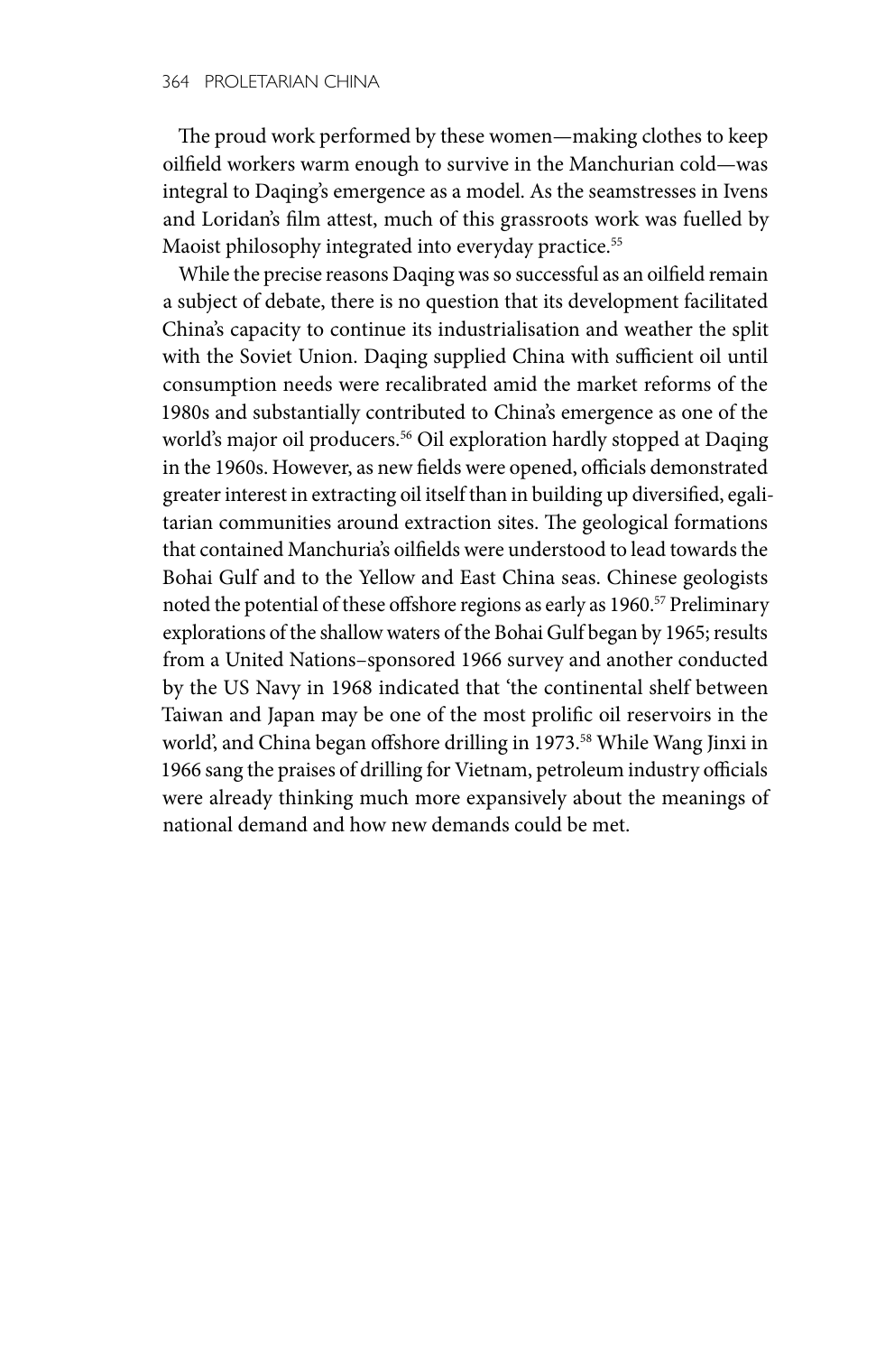The proud work performed by these women—making clothes to keep oilfield workers warm enough to survive in the Manchurian cold—was integral to Daqing's emergence as a model. As the seamstresses in Ivens and Loridan's film attest, much of this grassroots work was fuelled by Maoist philosophy integrated into everyday practice.[55]

While the precise reasons Daqing was so successful as an oilfield remain a subject of debate, there is no question that its development facilitated China's capacity to continue its industrialisation and weather the split with the Soviet Union. Daqing supplied China with sufficient oil until consumption needs were recalibrated amid the market reforms of the 1980s and substantially contributed to China's emergence as one of the world's major oil producers.[56] Oil exploration hardly stopped at Daqing in the 1960s. However, as new fields were opened, officials demonstrated greater interest in extracting oil itself than in building up diversified, egalitarian communities around extraction sites. The geological formations that contained Manchuria's oilfields were understood to lead towards the Bohai Gulf and to the Yellow and East China seas. Chinese geologists noted the potential of these offshore regions as early as 1960.[57] Preliminary explorations of the shallow waters of the Bohai Gulf began by 1965; results from a United Nations–sponsored 1966 survey and another conducted by the US Navy in 1968 indicated that 'the continental shelf between Taiwan and Japan may be one of the most prolific oil reservoirs in the world', and China began offshore drilling in 1973.[58] While Wang Jinxi in 1966 sang the praises of drilling for Vietnam, petroleum industry officials were already thinking much more expansively about the meanings of national demand and how new demands could be met.